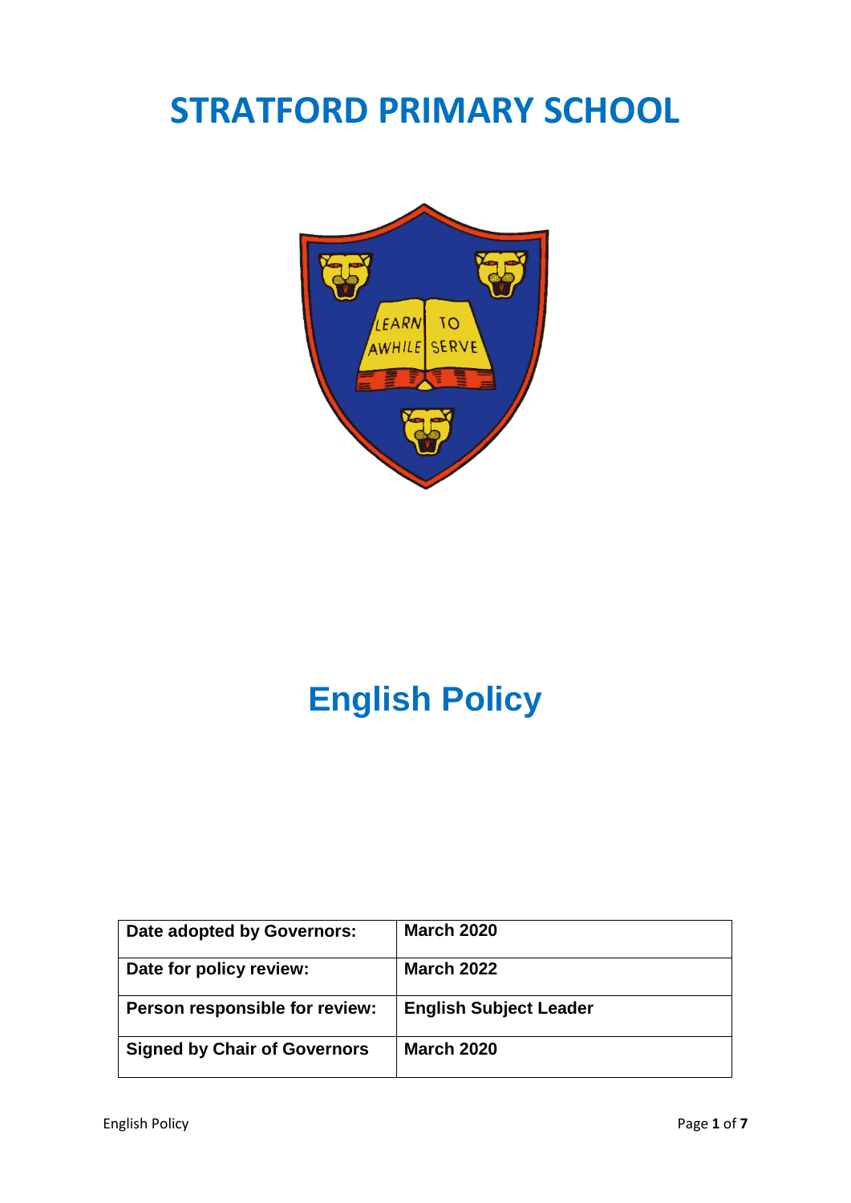# STRATFORD PRIMARY SCHOOL

# English Policy

| Date adopted by Governors: | March 2020 |
|---|---|
| Date for policy review: | March 2022 |
| Person responsible for review: | English Subject Leader |
| Signed by Chair of Governors | March 2020 |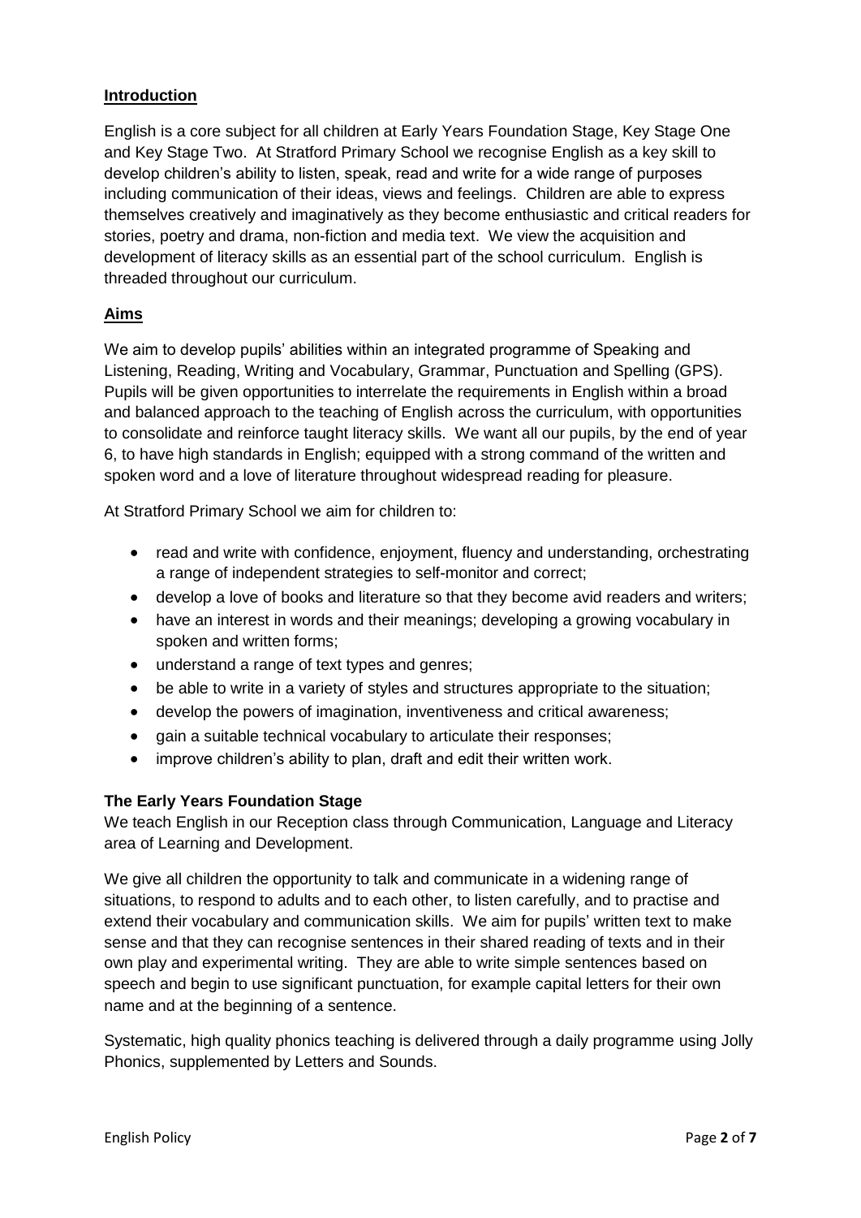## Introduction

English is a core subject for all children at Early Years Foundation Stage, Key Stage One and Key Stage Two. At Stratford Primary School we recognise English as a key skill to develop children's ability to listen, speak, read and write for a wide range of purposes including communication of their ideas, views and feelings. Children are able to express themselves creatively and imaginatively as they become enthusiastic and critical readers for stories, poetry and drama, non-fiction and media text. We view the acquisition and development of literacy skills as an essential part of the school curriculum. English is threaded throughout our curriculum.

## Aims

We aim to develop pupils' abilities within an integrated programme of Speaking and Listening, Reading, Writing and Vocabulary, Grammar, Punctuation and Spelling (GPS). Pupils will be given opportunities to interrelate the requirements in English within a broad and balanced approach to the teaching of English across the curriculum, with opportunities to consolidate and reinforce taught literacy skills. We want all our pupils, by the end of year 6, to have high standards in English; equipped with a strong command of the written and spoken word and a love of literature throughout widespread reading for pleasure.

At Stratford Primary School we aim for children to:

- read and write with confidence, enjoyment, fluency and understanding, orchestrating a range of independent strategies to self-monitor and correct;
- develop a love of books and literature so that they become avid readers and writers;
- have an interest in words and their meanings; developing a growing vocabulary in spoken and written forms;
- understand a range of text types and genres;
- be able to write in a variety of styles and structures appropriate to the situation;
- develop the powers of imagination, inventiveness and critical awareness;
- gain a suitable technical vocabulary to articulate their responses;
- improve children's ability to plan, draft and edit their written work.

### The Early Years Foundation Stage

We teach English in our Reception class through Communication, Language and Literacy area of Learning and Development.

We give all children the opportunity to talk and communicate in a widening range of situations, to respond to adults and to each other, to listen carefully, and to practise and extend their vocabulary and communication skills. We aim for pupils' written text to make sense and that they can recognise sentences in their shared reading of texts and in their own play and experimental writing. They are able to write simple sentences based on speech and begin to use significant punctuation, for example capital letters for their own name and at the beginning of a sentence.

Systematic, high quality phonics teaching is delivered through a daily programme using Jolly Phonics, supplemented by Letters and Sounds.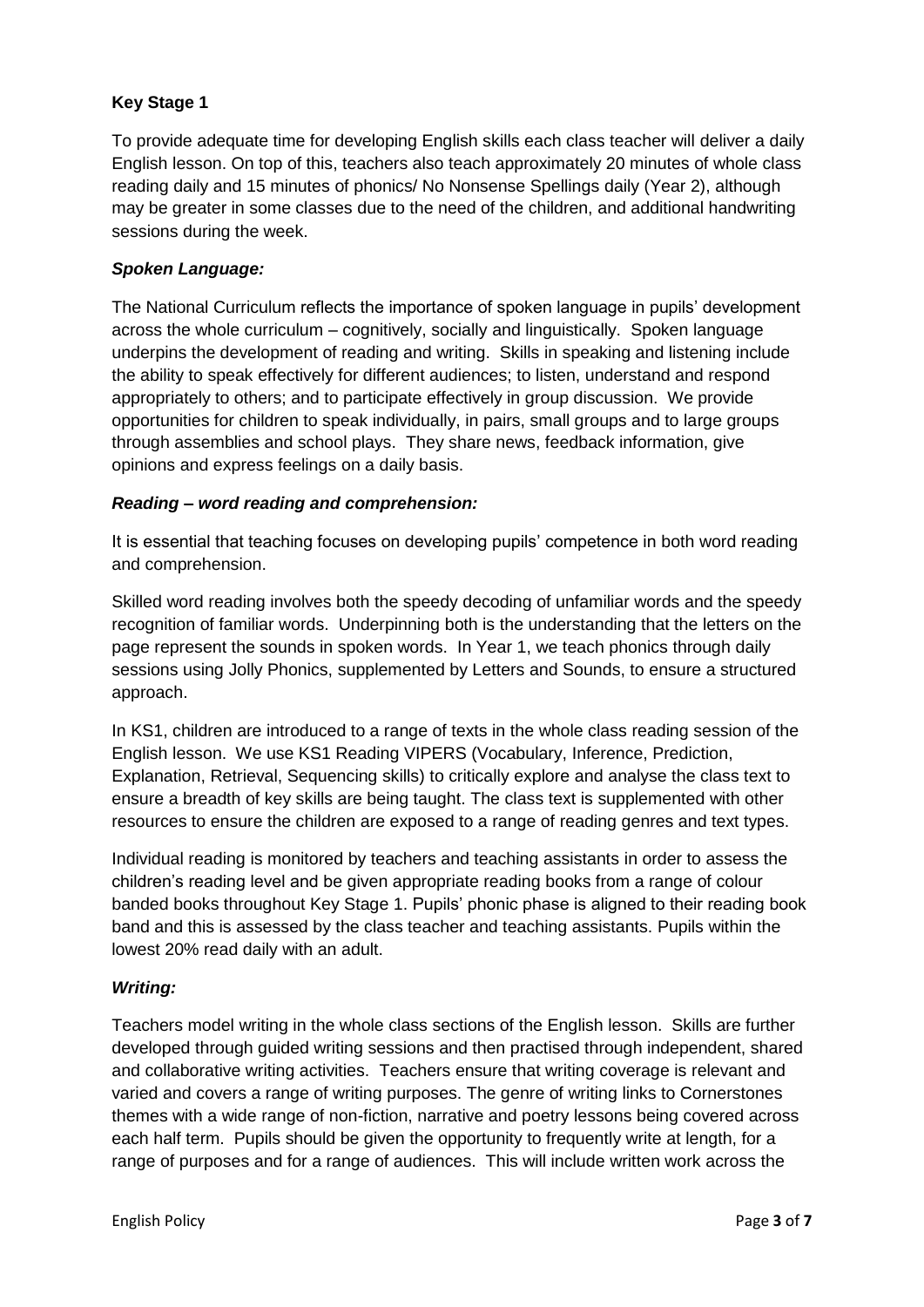**Key Stage 1**

To provide adequate time for developing English skills each class teacher will deliver a daily English lesson. On top of this, teachers also teach approximately 20 minutes of whole class reading daily and 15 minutes of phonics/ No Nonsense Spellings daily (Year 2), although may be greater in some classes due to the need of the children, and additional handwriting sessions during the week.

***Spoken Language:***

The National Curriculum reflects the importance of spoken language in pupils' development across the whole curriculum – cognitively, socially and linguistically. Spoken language underpins the development of reading and writing. Skills in speaking and listening include the ability to speak effectively for different audiences; to listen, understand and respond appropriately to others; and to participate effectively in group discussion. We provide opportunities for children to speak individually, in pairs, small groups and to large groups through assemblies and school plays. They share news, feedback information, give opinions and express feelings on a daily basis.

***Reading – word reading and comprehension:***

It is essential that teaching focuses on developing pupils' competence in both word reading and comprehension.

Skilled word reading involves both the speedy decoding of unfamiliar words and the speedy recognition of familiar words. Underpinning both is the understanding that the letters on the page represent the sounds in spoken words. In Year 1, we teach phonics through daily sessions using Jolly Phonics, supplemented by Letters and Sounds, to ensure a structured approach.

In KS1, children are introduced to a range of texts in the whole class reading session of the English lesson. We use KS1 Reading VIPERS (Vocabulary, Inference, Prediction, Explanation, Retrieval, Sequencing skills) to critically explore and analyse the class text to ensure a breadth of key skills are being taught. The class text is supplemented with other resources to ensure the children are exposed to a range of reading genres and text types.

Individual reading is monitored by teachers and teaching assistants in order to assess the children's reading level and be given appropriate reading books from a range of colour banded books throughout Key Stage 1. Pupils' phonic phase is aligned to their reading book band and this is assessed by the class teacher and teaching assistants. Pupils within the lowest 20% read daily with an adult.

***Writing:***

Teachers model writing in the whole class sections of the English lesson. Skills are further developed through guided writing sessions and then practised through independent, shared and collaborative writing activities. Teachers ensure that writing coverage is relevant and varied and covers a range of writing purposes. The genre of writing links to Cornerstones themes with a wide range of non-fiction, narrative and poetry lessons being covered across each half term. Pupils should be given the opportunity to frequently write at length, for a range of purposes and for a range of audiences. This will include written work across the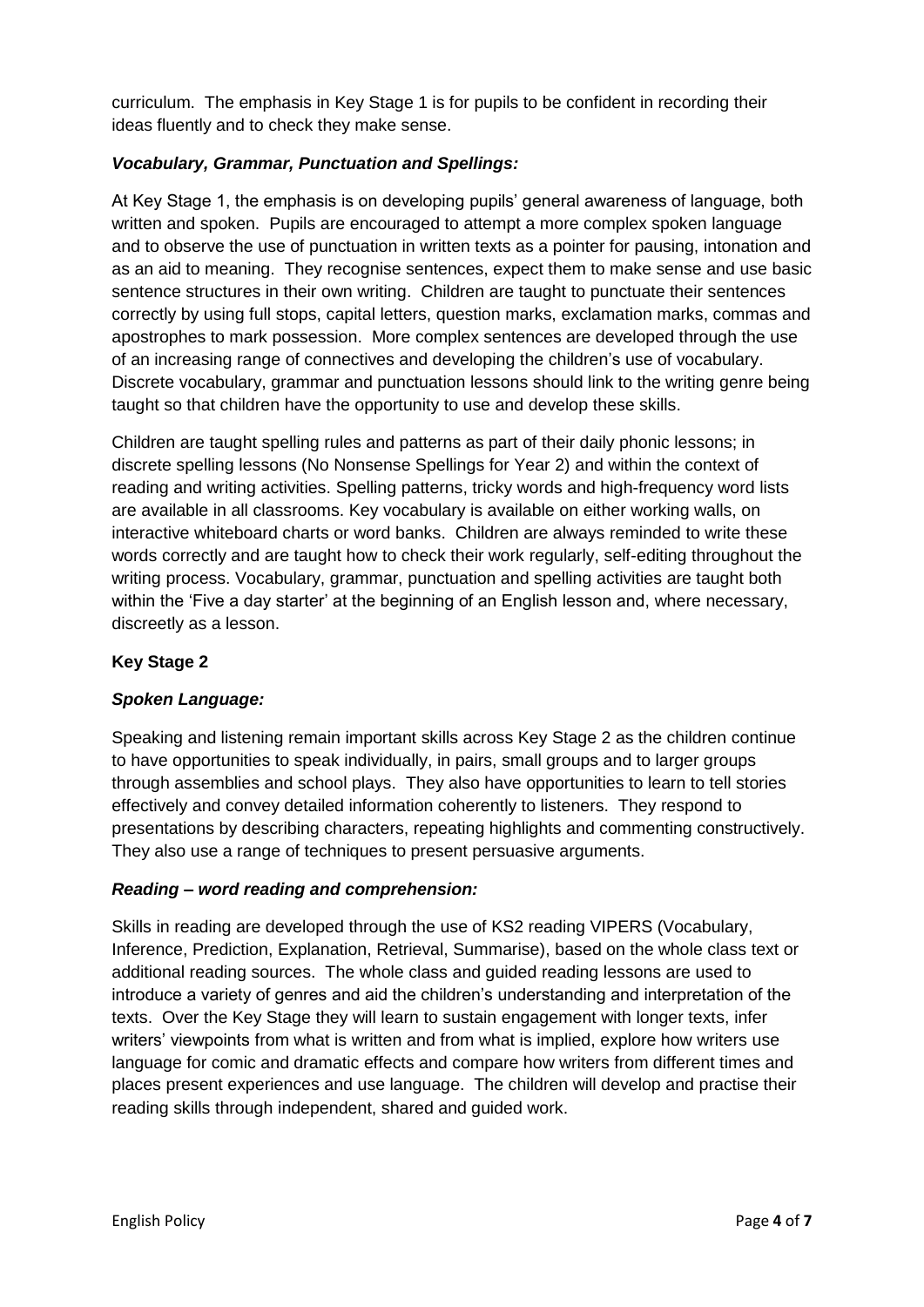curriculum. The emphasis in Key Stage 1 is for pupils to be confident in recording their ideas fluently and to check they make sense.

### *Vocabulary, Grammar, Punctuation and Spellings:*

At Key Stage 1, the emphasis is on developing pupils' general awareness of language, both written and spoken. Pupils are encouraged to attempt a more complex spoken language and to observe the use of punctuation in written texts as a pointer for pausing, intonation and as an aid to meaning. They recognise sentences, expect them to make sense and use basic sentence structures in their own writing. Children are taught to punctuate their sentences correctly by using full stops, capital letters, question marks, exclamation marks, commas and apostrophes to mark possession. More complex sentences are developed through the use of an increasing range of connectives and developing the children's use of vocabulary. Discrete vocabulary, grammar and punctuation lessons should link to the writing genre being taught so that children have the opportunity to use and develop these skills.

Children are taught spelling rules and patterns as part of their daily phonic lessons; in discrete spelling lessons (No Nonsense Spellings for Year 2) and within the context of reading and writing activities. Spelling patterns, tricky words and high-frequency word lists are available in all classrooms. Key vocabulary is available on either working walls, on interactive whiteboard charts or word banks. Children are always reminded to write these words correctly and are taught how to check their work regularly, self-editing throughout the writing process. Vocabulary, grammar, punctuation and spelling activities are taught both within the 'Five a day starter' at the beginning of an English lesson and, where necessary, discreetly as a lesson.

## Key Stage 2

### *Spoken Language:*

Speaking and listening remain important skills across Key Stage 2 as the children continue to have opportunities to speak individually, in pairs, small groups and to larger groups through assemblies and school plays. They also have opportunities to learn to tell stories effectively and convey detailed information coherently to listeners. They respond to presentations by describing characters, repeating highlights and commenting constructively. They also use a range of techniques to present persuasive arguments.

### *Reading – word reading and comprehension:*

Skills in reading are developed through the use of KS2 reading VIPERS (Vocabulary, Inference, Prediction, Explanation, Retrieval, Summarise), based on the whole class text or additional reading sources. The whole class and guided reading lessons are used to introduce a variety of genres and aid the children's understanding and interpretation of the texts. Over the Key Stage they will learn to sustain engagement with longer texts, infer writers' viewpoints from what is written and from what is implied, explore how writers use language for comic and dramatic effects and compare how writers from different times and places present experiences and use language. The children will develop and practise their reading skills through independent, shared and guided work.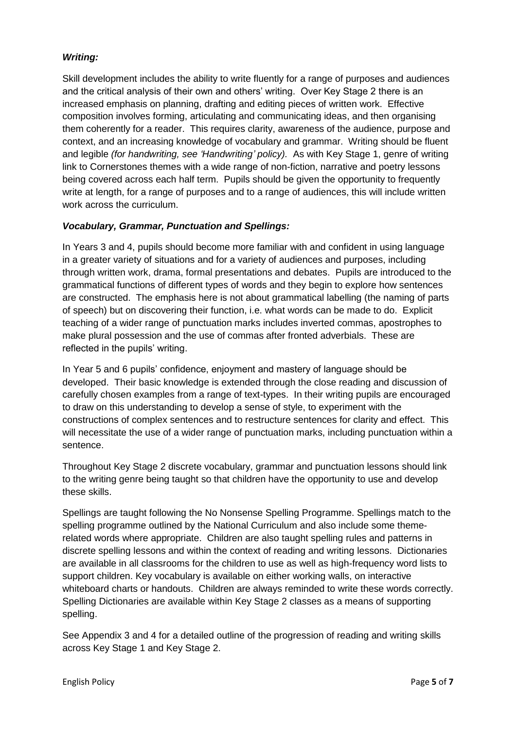### *Writing:*

Skill development includes the ability to write fluently for a range of purposes and audiences and the critical analysis of their own and others' writing. Over Key Stage 2 there is an increased emphasis on planning, drafting and editing pieces of written work. Effective composition involves forming, articulating and communicating ideas, and then organising them coherently for a reader. This requires clarity, awareness of the audience, purpose and context, and an increasing knowledge of vocabulary and grammar. Writing should be fluent and legible *(for handwriting, see 'Handwriting' policy)*. As with Key Stage 1, genre of writing link to Cornerstones themes with a wide range of non-fiction, narrative and poetry lessons being covered across each half term. Pupils should be given the opportunity to frequently write at length, for a range of purposes and to a range of audiences, this will include written work across the curriculum.

### *Vocabulary, Grammar, Punctuation and Spellings:*

In Years 3 and 4, pupils should become more familiar with and confident in using language in a greater variety of situations and for a variety of audiences and purposes, including through written work, drama, formal presentations and debates. Pupils are introduced to the grammatical functions of different types of words and they begin to explore how sentences are constructed. The emphasis here is not about grammatical labelling (the naming of parts of speech) but on discovering their function, i.e. what words can be made to do. Explicit teaching of a wider range of punctuation marks includes inverted commas, apostrophes to make plural possession and the use of commas after fronted adverbials. These are reflected in the pupils' writing.

In Year 5 and 6 pupils' confidence, enjoyment and mastery of language should be developed. Their basic knowledge is extended through the close reading and discussion of carefully chosen examples from a range of text-types. In their writing pupils are encouraged to draw on this understanding to develop a sense of style, to experiment with the constructions of complex sentences and to restructure sentences for clarity and effect. This will necessitate the use of a wider range of punctuation marks, including punctuation within a sentence.

Throughout Key Stage 2 discrete vocabulary, grammar and punctuation lessons should link to the writing genre being taught so that children have the opportunity to use and develop these skills.

Spellings are taught following the No Nonsense Spelling Programme. Spellings match to the spelling programme outlined by the National Curriculum and also include some theme-related words where appropriate. Children are also taught spelling rules and patterns in discrete spelling lessons and within the context of reading and writing lessons. Dictionaries are available in all classrooms for the children to use as well as high-frequency word lists to support children. Key vocabulary is available on either working walls, on interactive whiteboard charts or handouts. Children are always reminded to write these words correctly. Spelling Dictionaries are available within Key Stage 2 classes as a means of supporting spelling.

See Appendix 3 and 4 for a detailed outline of the progression of reading and writing skills across Key Stage 1 and Key Stage 2.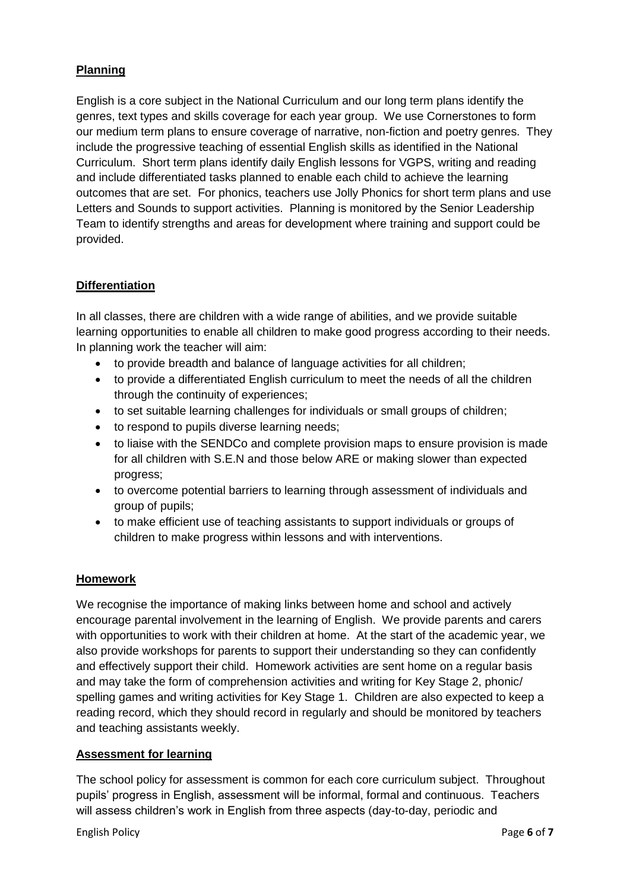## Planning

English is a core subject in the National Curriculum and our long term plans identify the genres, text types and skills coverage for each year group. We use Cornerstones to form our medium term plans to ensure coverage of narrative, non-fiction and poetry genres. They include the progressive teaching of essential English skills as identified in the National Curriculum. Short term plans identify daily English lessons for VGPS, writing and reading and include differentiated tasks planned to enable each child to achieve the learning outcomes that are set. For phonics, teachers use Jolly Phonics for short term plans and use Letters and Sounds to support activities. Planning is monitored by the Senior Leadership Team to identify strengths and areas for development where training and support could be provided.

## Differentiation

In all classes, there are children with a wide range of abilities, and we provide suitable learning opportunities to enable all children to make good progress according to their needs. In planning work the teacher will aim:

- to provide breadth and balance of language activities for all children;
- to provide a differentiated English curriculum to meet the needs of all the children through the continuity of experiences;
- to set suitable learning challenges for individuals or small groups of children;
- to respond to pupils diverse learning needs;
- to liaise with the SENDCo and complete provision maps to ensure provision is made for all children with S.E.N and those below ARE or making slower than expected progress;
- to overcome potential barriers to learning through assessment of individuals and group of pupils;
- to make efficient use of teaching assistants to support individuals or groups of children to make progress within lessons and with interventions.

## Homework

We recognise the importance of making links between home and school and actively encourage parental involvement in the learning of English. We provide parents and carers with opportunities to work with their children at home. At the start of the academic year, we also provide workshops for parents to support their understanding so they can confidently and effectively support their child. Homework activities are sent home on a regular basis and may take the form of comprehension activities and writing for Key Stage 2, phonic/ spelling games and writing activities for Key Stage 1. Children are also expected to keep a reading record, which they should record in regularly and should be monitored by teachers and teaching assistants weekly.

## Assessment for learning

The school policy for assessment is common for each core curriculum subject. Throughout pupils' progress in English, assessment will be informal, formal and continuous. Teachers will assess children's work in English from three aspects (day-to-day, periodic and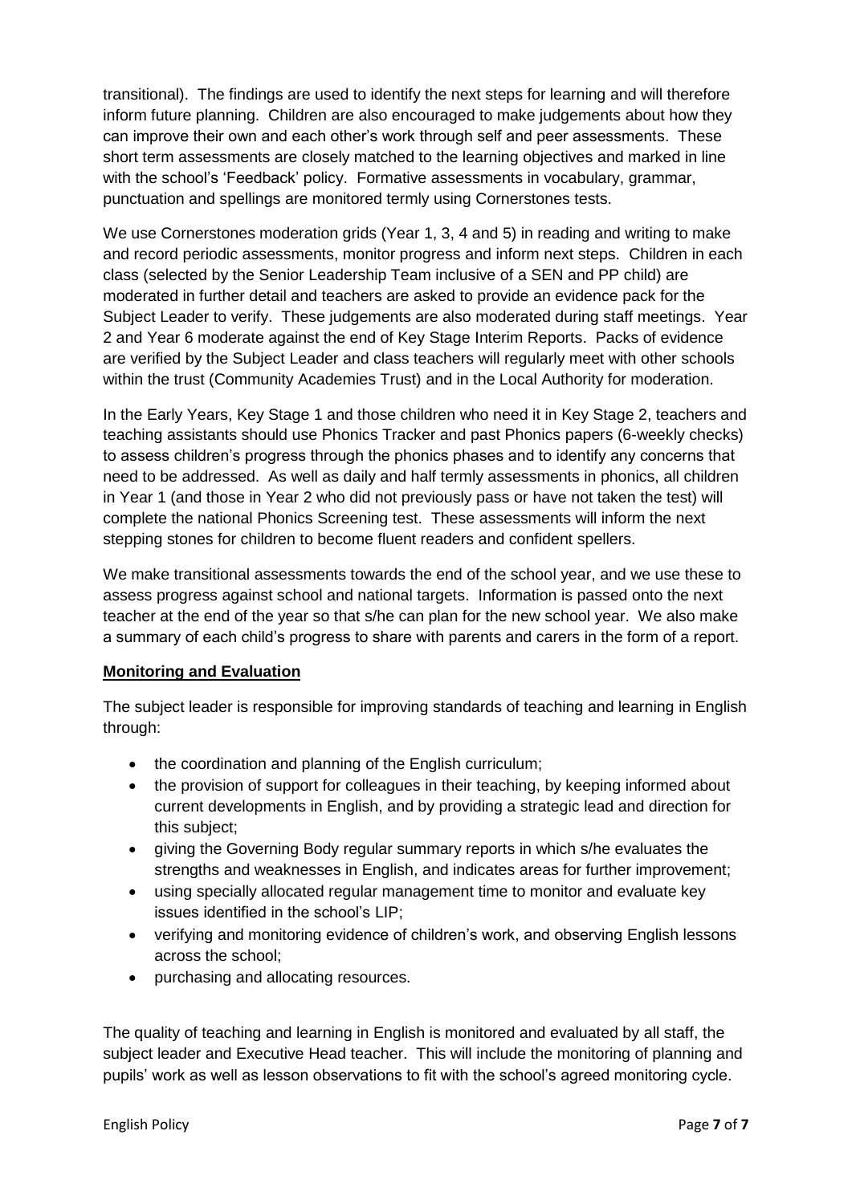transitional). The findings are used to identify the next steps for learning and will therefore inform future planning. Children are also encouraged to make judgements about how they can improve their own and each other's work through self and peer assessments. These short term assessments are closely matched to the learning objectives and marked in line with the school's 'Feedback' policy. Formative assessments in vocabulary, grammar, punctuation and spellings are monitored termly using Cornerstones tests.

We use Cornerstones moderation grids (Year 1, 3, 4 and 5) in reading and writing to make and record periodic assessments, monitor progress and inform next steps. Children in each class (selected by the Senior Leadership Team inclusive of a SEN and PP child) are moderated in further detail and teachers are asked to provide an evidence pack for the Subject Leader to verify. These judgements are also moderated during staff meetings. Year 2 and Year 6 moderate against the end of Key Stage Interim Reports. Packs of evidence are verified by the Subject Leader and class teachers will regularly meet with other schools within the trust (Community Academies Trust) and in the Local Authority for moderation.

In the Early Years, Key Stage 1 and those children who need it in Key Stage 2, teachers and teaching assistants should use Phonics Tracker and past Phonics papers (6-weekly checks) to assess children's progress through the phonics phases and to identify any concerns that need to be addressed. As well as daily and half termly assessments in phonics, all children in Year 1 (and those in Year 2 who did not previously pass or have not taken the test) will complete the national Phonics Screening test. These assessments will inform the next stepping stones for children to become fluent readers and confident spellers.

We make transitional assessments towards the end of the school year, and we use these to assess progress against school and national targets. Information is passed onto the next teacher at the end of the year so that s/he can plan for the new school year. We also make a summary of each child's progress to share with parents and carers in the form of a report.

**Monitoring and Evaluation**

The subject leader is responsible for improving standards of teaching and learning in English through:

- the coordination and planning of the English curriculum;
- the provision of support for colleagues in their teaching, by keeping informed about current developments in English, and by providing a strategic lead and direction for this subject;
- giving the Governing Body regular summary reports in which s/he evaluates the strengths and weaknesses in English, and indicates areas for further improvement;
- using specially allocated regular management time to monitor and evaluate key issues identified in the school's LIP;
- verifying and monitoring evidence of children's work, and observing English lessons across the school;
- purchasing and allocating resources.

The quality of teaching and learning in English is monitored and evaluated by all staff, the subject leader and Executive Head teacher. This will include the monitoring of planning and pupils' work as well as lesson observations to fit with the school's agreed monitoring cycle.